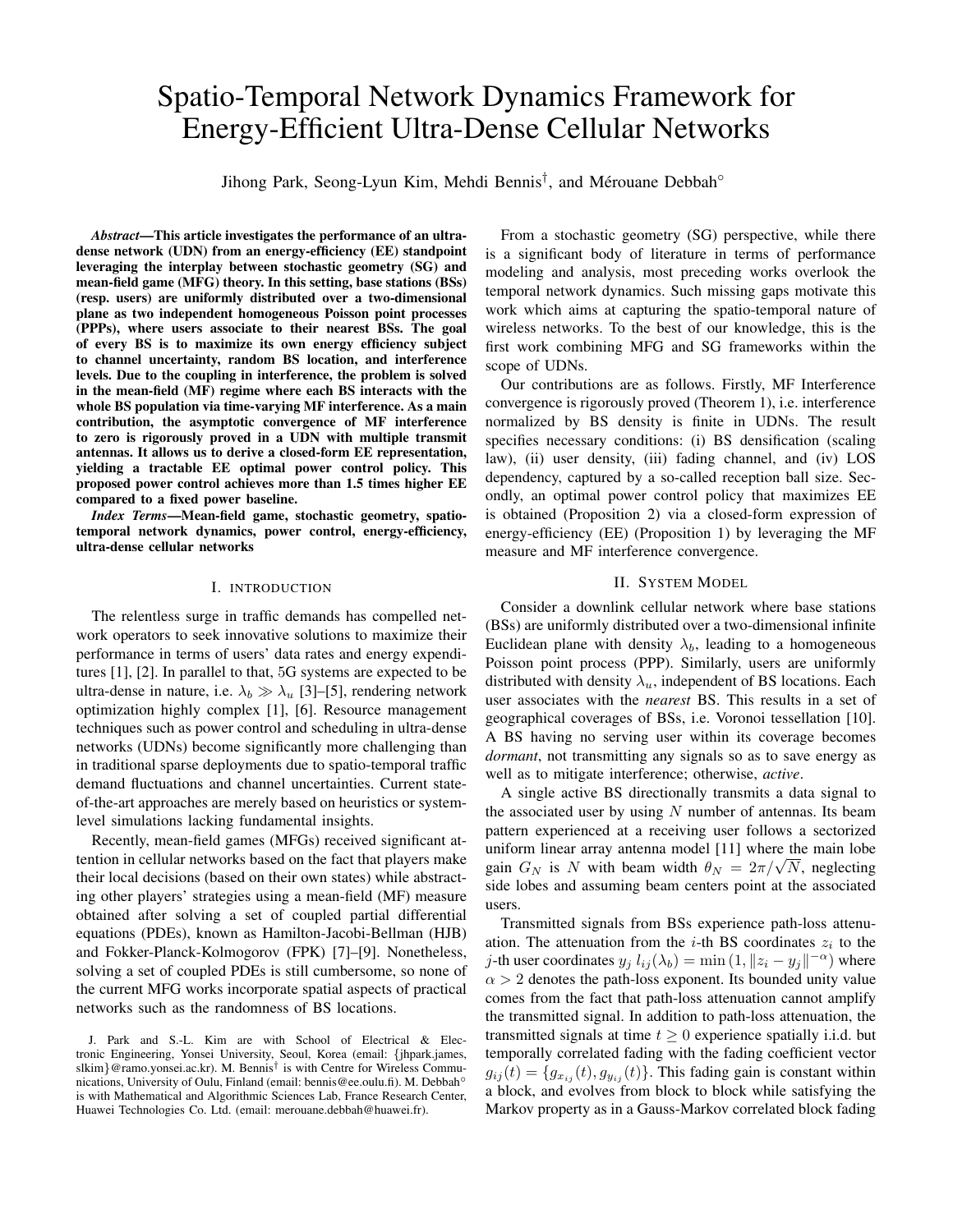# Spatio-Temporal Network Dynamics Framework for Energy-Efficient Ultra-Dense Cellular Networks

Jihong Park, Seong-Lyun Kim, Mehdi Bennis[†], and Mérouane Debbah[○]

***Abstract*—This article investigates the performance of an ultra-dense network (UDN) from an energy-efficiency (EE) standpoint leveraging the interplay between stochastic geometry (SG) and mean-field game (MFG) theory. In this setting, base stations (BSs) (resp. users) are uniformly distributed over a two-dimensional plane as two independent homogeneous Poisson point processes (PPPs), where users associate to their nearest BSs. The goal of every BS is to maximize its own energy efficiency subject to channel uncertainty, random BS location, and interference levels. Due to the coupling in interference, the problem is solved in the mean-field (MF) regime where each BS interacts with the whole BS population via time-varying MF interference. As a main contribution, the asymptotic convergence of MF interference to zero is rigorously proved in a UDN with multiple transmit antennas. It allows us to derive a closed-form EE representation, yielding a tractable EE optimal power control policy. This proposed power control achieves more than 1.5 times higher EE compared to a fixed power baseline.**

***Index Terms*—Mean-field game, stochastic geometry, spatio-temporal network dynamics, power control, energy-efficiency, ultra-dense cellular networks**

## I. Introduction

The relentless surge in traffic demands has compelled network operators to seek innovative solutions to maximize their performance in terms of users' data rates and energy expenditures [1], [2]. In parallel to that, 5G systems are expected to be ultra-dense in nature, i.e. $\lambda_b \gg \lambda_u$ [3]–[5], rendering network optimization highly complex [1], [6]. Resource management techniques such as power control and scheduling in ultra-dense networks (UDNs) become significantly more challenging than in traditional sparse deployments due to spatio-temporal traffic demand fluctuations and channel uncertainties. Current state-of-the-art approaches are merely based on heuristics or system-level simulations lacking fundamental insights.

Recently, mean-field games (MFGs) received significant attention in cellular networks based on the fact that players make their local decisions (based on their own states) while abstracting other players' strategies using a mean-field (MF) measure obtained after solving a set of coupled partial differential equations (PDEs), known as Hamilton-Jacobi-Bellman (HJB) and Fokker-Planck-Kolmogorov (FPK) [7]–[9]. Nonetheless, solving a set of coupled PDEs is still cumbersome, so none of the current MFG works incorporate spatial aspects of practical networks such as the randomness of BS locations.

J. Park and S.-L. Kim are with School of Electrical & Electronic Engineering, Yonsei University, Seoul, Korea (email: {jhpark.james, slkim}@ramo.yonsei.ac.kr). M. Bennis[†] is with Centre for Wireless Communications, University of Oulu, Finland (email: bennis@ee.oulu.fi). M. Debbah[○] is with Mathematical and Algorithmic Sciences Lab, France Research Center, Huawei Technologies Co. Ltd. (email: merouane.debbah@huawei.fr).

From a stochastic geometry (SG) perspective, while there is a significant body of literature in terms of performance modeling and analysis, most preceding works overlook the temporal network dynamics. Such missing gaps motivate this work which aims at capturing the spatio-temporal nature of wireless networks. To the best of our knowledge, this is the first work combining MFG and SG frameworks within the scope of UDNs.

Our contributions are as follows. Firstly, MF Interference convergence is rigorously proved (Theorem 1), i.e. interference normalized by BS density is finite in UDNs. The result specifies necessary conditions: (i) BS densification (scaling law), (ii) user density, (iii) fading channel, and (iv) LOS dependency, captured by a so-called reception ball size. Secondly, an optimal power control policy that maximizes EE is obtained (Proposition 2) via a closed-form expression of energy-efficiency (EE) (Proposition 1) by leveraging the MF measure and MF interference convergence.

## II. System Model

Consider a downlink cellular network where base stations (BSs) are uniformly distributed over a two-dimensional infinite Euclidean plane with density $\lambda_b$, leading to a homogeneous Poisson point process (PPP). Similarly, users are uniformly distributed with density $\lambda_u$, independent of BS locations. Each user associates with the *nearest* BS. This results in a set of geographical coverages of BSs, i.e. Voronoi tessellation [10]. A BS having no serving user within its coverage becomes *dormant*, not transmitting any signals so as to save energy as well as to mitigate interference; otherwise, *active*.

A single active BS directionally transmits a data signal to the associated user by using $N$ number of antennas. Its beam pattern experienced at a receiving user follows a sectorized uniform linear array antenna model [11] where the main lobe gain $G_N$ is $N$ with beam width $\theta_N = 2\pi/\sqrt{N}$, neglecting side lobes and assuming beam centers point at the associated users.

Transmitted signals from BSs experience path-loss attenuation. The attenuation from the $i$-th BS coordinates $z_i$ to the $j$-th user coordinates $y_j$ $l_{ij}(\lambda_b) = \min(1, \|z_i - y_j\|^{-\alpha})$ where $\alpha > 2$ denotes the path-loss exponent. Its bounded unity value comes from the fact that path-loss attenuation cannot amplify the transmitted signal. In addition to path-loss attenuation, the transmitted signals at time $t \geq 0$ experience spatially i.i.d. but temporally correlated fading with the fading coefficient vector $g_{ij}(t) = \{g_{x_{ij}}(t), g_{y_{ij}}(t)\}$. This fading gain is constant within a block, and evolves from block to block while satisfying the Markov property as in a Gauss-Markov correlated block fading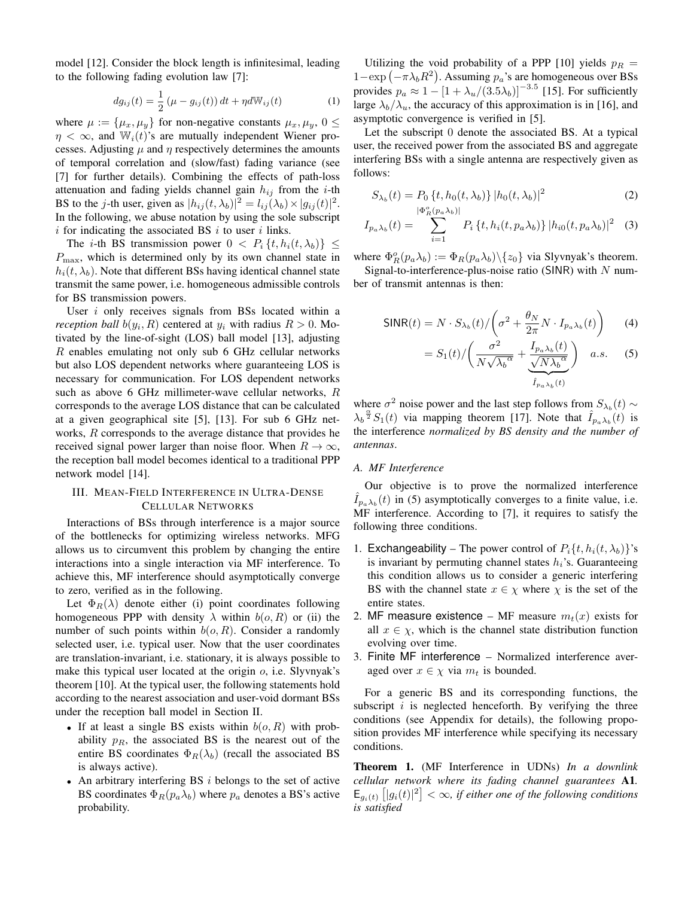model [12]. Consider the block length is infinitesimal, leading to the following fading evolution law [7]:

$$dg_{ij}(t) = \frac{1}{2}\left(\mu - g_{ij}(t)\right)dt + \eta d\mathbb{W}_{ij}(t) \quad (1)$$

where $\mu := \{\mu_x, \mu_y\}$ for non-negative constants $\mu_x, \mu_y$, $0 \leq \eta < \infty$, and $\mathbb{W}_i(t)$'s are mutually independent Wiener processes. Adjusting $\mu$ and $\eta$ respectively determines the amounts of temporal correlation and (slow/fast) fading variance (see [7] for further details). Combining the effects of path-loss attenuation and fading yields channel gain $h_{ij}$ from the $i$-th BS to the $j$-th user, given as $|h_{ij}(t,\lambda_b)|^2 = l_{ij}(\lambda_b) \times |g_{ij}(t)|^2$. In the following, we abuse notation by using the sole subscript $i$ for indicating the associated BS $i$ to user $i$ links.

The $i$-th BS transmission power $0 < P_i\{t, h_i(t,\lambda_b)\} \leq P_{\max}$, which is determined only by its own channel state in $h_i(t,\lambda_b)$. Note that different BSs having identical channel state transmit the same power, i.e. homogeneous admissible controls for BS transmission powers.

User $i$ only receives signals from BSs located within a *reception ball* $b(y_i, R)$ centered at $y_i$ with radius $R > 0$. Motivated by the line-of-sight (LOS) ball model [13], adjusting $R$ enables emulating not only sub 6 GHz cellular networks but also LOS dependent networks where guaranteeing LOS is necessary for communication. For LOS dependent networks such as above 6 GHz millimeter-wave cellular networks, $R$ corresponds to the average LOS distance that can be calculated at a given geographical site [5], [13]. For sub 6 GHz networks, $R$ corresponds to the average distance that provides he received signal power larger than noise floor. When $R \to \infty$, the reception ball model becomes identical to a traditional PPP network model [14].

## III. Mean-Field Interference in Ultra-Dense Cellular Networks

Interactions of BSs through interference is a major source of the bottlenecks for optimizing wireless networks. MFG allows us to circumvent this problem by changing the entire interactions into a single interaction via MF interference. To achieve this, MF interference should asymptotically converge to zero, verified as in the following.

Let $\Phi_R(\lambda)$ denote either (i) point coordinates following homogeneous PPP with density $\lambda$ within $b(o,R)$ or (ii) the number of such points within $b(o,R)$. Consider a randomly selected user, i.e. typical user. Now that the user coordinates are translation-invariant, i.e. stationary, it is always possible to make this typical user located at the origin $o$, i.e. Slyvnyak's theorem [10]. At the typical user, the following statements hold according to the nearest association and user-void dormant BSs under the reception ball model in Section II.

- If at least a single BS exists within $b(o,R)$ with probability $p_R$, the associated BS is the nearest out of the entire BS coordinates $\Phi_R(\lambda_b)$ (recall the associated BS is always active).
- An arbitrary interfering BS $i$ belongs to the set of active BS coordinates $\Phi_R(p_a\lambda_b)$ where $p_a$ denotes a BS's active probability.

Utilizing the void probability of a PPP [10] yields $p_R = 1 - \exp\left(-\pi\lambda_b R^2\right)$. Assuming $p_a$'s are homogeneous over BSs provides $p_a \approx 1 - [1 + \lambda_u/(3.5\lambda_b)]^{-3.5}$ [15]. For sufficiently large $\lambda_b/\lambda_u$, the accuracy of this approximation is in [16], and asymptotic convergence is verified in [5].

Let the subscript 0 denote the associated BS. At a typical user, the received power from the associated BS and aggregate interfering BSs with a single antenna are respectively given as follows:

$$S_{\lambda_b}(t) = P_0\{t, h_0(t,\lambda_b)\}\,|h_0(t,\lambda_b)|^2 \quad (2)$$

$$I_{p_a\lambda_b}(t) = \sum_{i=1}^{|\Phi_R^o(p_a\lambda_b)|} P_i\{t, h_i(t, p_a\lambda_b)\}\,|h_{i0}(t, p_a\lambda_b)|^2 \quad (3)$$

where $\Phi_R^o(p_a\lambda_b) := \Phi_R(p_a\lambda_b)\backslash\{z_0\}$ via Slyvnyak's theorem.

Signal-to-interference-plus-noise ratio (SINR) with $N$ number of transmit antennas is then:

$$\mathsf{SINR}(t) = N \cdot S_{\lambda_b}(t) \Big/ \left(\sigma^2 + \frac{\theta_N}{2\pi} N \cdot I_{p_a\lambda_b}(t)\right) \quad (4)$$

$$= S_1(t) \Big/ \left(\frac{\sigma^2}{N\sqrt{\lambda_b}^{\alpha}} + \underbrace{\frac{I_{p_a\lambda_b}(t)}{\sqrt{N\lambda_b}^{\alpha}}}_{\hat{I}_{p_a\lambda_b}(t)}\right) \quad a.s. \quad (5)$$

where $\sigma^2$ noise power and the last step follows from $S_{\lambda_b}(t) \sim \lambda_b^{\frac{\alpha}{2}} S_1(t)$ via mapping theorem [17]. Note that $\hat{I}_{p_a\lambda_b}(t)$ is the interference *normalized by BS density and the number of antennas*.

### A. MF Interference

Our objective is to prove the normalized interference $\hat{I}_{p_a\lambda_b}(t)$ in (5) asymptotically converges to a finite value, i.e. MF interference. According to [7], it requires to satisfy the following three conditions.

1. Exchangeability – The power control of $P_i\{t, h_i(t,\lambda_b)\}$'s is invariant by permuting channel states $h_i$'s. Guaranteeing this condition allows us to consider a generic interfering BS with the channel state $x \in \chi$ where $\chi$ is the set of the entire states.
2. MF measure existence – MF measure $m_t(x)$ exists for all $x \in \chi$, which is the channel state distribution function evolving over time.
3. Finite MF interference – Normalized interference averaged over $x \in \chi$ via $m_t$ is bounded.

For a generic BS and its corresponding functions, the subscript $i$ is neglected henceforth. By verifying the three conditions (see Appendix for details), the following proposition provides MF interference while specifying its necessary conditions.

**Theorem 1.** (MF Interference in UDNs) *In a downlink cellular network where its fading channel guarantees* **A1**. $\mathsf{E}_{g_i(t)}\left[|g_i(t)|^2\right] < \infty$*, if either one of the following conditions is satisfied*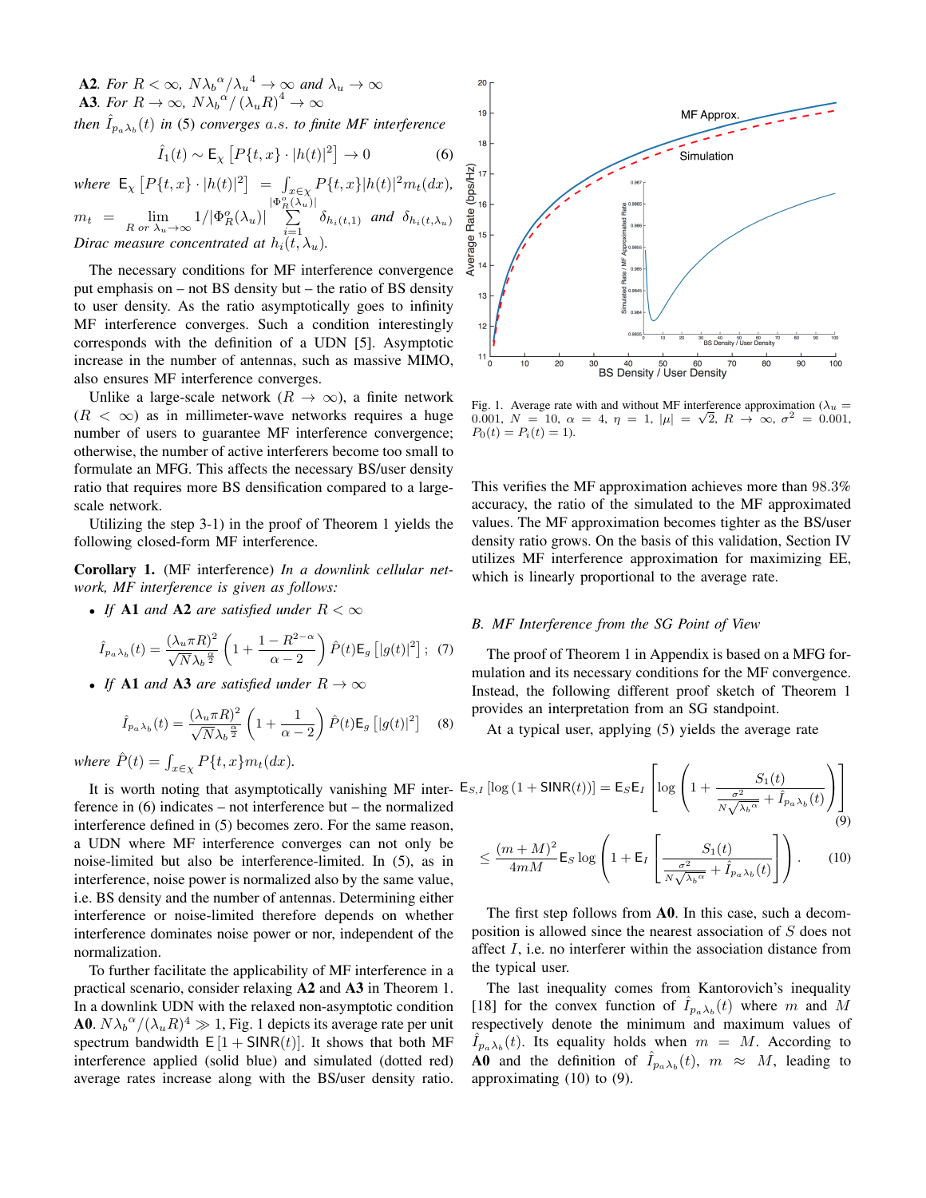**A2**. *For $R < \infty$, $N{\lambda_b}^{\alpha}/{\lambda_u}^4 \to \infty$ and $\lambda_u \to \infty$*

**A3**. *For $R \to \infty$, $N{\lambda_b}^{\alpha}/\left(\lambda_u R\right)^4 \to \infty$*

*then $\hat{I}_{p_a \lambda_b}(t)$ in (5) converges a.s. to finite MF interference*

$$\hat{I}_1(t) \sim \mathsf{E}_{\chi}\left[P\{t,x\} \cdot |h(t)|^2\right] \to 0 \tag{6}$$

*where $\mathsf{E}_{\chi}\left[P\{t,x\} \cdot |h(t)|^2\right] = \int_{x\in\chi} P\{t,x\}|h(t)|^2 m_t(dx)$, $m_t = \lim_{R \text{ or } \lambda_u \to \infty} 1/|\Phi_R^o(\lambda_u)| \sum_{i=1}^{|\Phi_R^o(\lambda_u)|} \delta_{h_i(t,1)}$ and $\delta_{h_i(t,\lambda_u)}$ Dirac measure concentrated at $h_i(t,\lambda_u)$.*

The necessary conditions for MF interference convergence put emphasis on – not BS density but – the ratio of BS density to user density. As the ratio asymptotically goes to infinity MF interference converges. Such a condition interestingly corresponds with the definition of a UDN [5]. Asymptotic increase in the number of antennas, such as massive MIMO, also ensures MF interference converges.

Unlike a large-scale network ($R \to \infty$), a finite network ($R < \infty$) as in millimeter-wave networks requires a huge number of users to guarantee MF interference convergence; otherwise, the number of active interferers become too small to formulate an MFG. This affects the necessary BS/user density ratio that requires more BS densification compared to a large-scale network.

Utilizing the step 3-1) in the proof of Theorem 1 yields the following closed-form MF interference.

**Corollary 1.** (MF interference) *In a downlink cellular network, MF interference is given as follows:*

- *If* **A1** *and* **A2** *are satisfied under $R < \infty$*

$$\hat{I}_{p_a\lambda_b}(t) = \frac{(\lambda_u \pi R)^2}{\sqrt{N}{\lambda_b}^{\frac{\alpha}{2}}}\left(1 + \frac{1 - R^{2-\alpha}}{\alpha - 2}\right)\hat{P}(t)\mathsf{E}_g\left[|g(t)|^2\right]; \tag{7}$$

- *If* **A1** *and* **A3** *are satisfied under $R \to \infty$*

$$\hat{I}_{p_a\lambda_b}(t) = \frac{(\lambda_u \pi R)^2}{\sqrt{N}{\lambda_b}^{\frac{\alpha}{2}}}\left(1 + \frac{1}{\alpha - 2}\right)\hat{P}(t)\mathsf{E}_g\left[|g(t)|^2\right] \tag{8}$$

*where $\hat{P}(t) = \int_{x\in\chi} P\{t,x\} m_t(dx)$.*

It is worth noting that asymptotically vanishing MF interference in (6) indicates – not interference but – the normalized interference defined in (5) becomes zero. For the same reason, a UDN where MF interference converges can not only be noise-limited but also be interference-limited. In (5), as in interference, noise power is normalized also by the same value, i.e. BS density and the number of antennas. Determining either interference or noise-limited therefore depends on whether interference dominates noise power or nor, independent of the normalization.

To further facilitate the applicability of MF interference in a practical scenario, consider relaxing **A2** and **A3** in Theorem 1. In a downlink UDN with the relaxed non-asymptotic condition **A0**. $N{\lambda_b}^{\alpha}/(\lambda_u R)^4 \gg 1$, Fig. 1 depicts its average rate per unit spectrum bandwidth $\mathsf{E}\left[1 + \mathsf{SINR}(t)\right]$. It shows that both MF interference applied (solid blue) and simulated (dotted red) average rates increase along with the BS/user density ratio.

Fig. 1. Average rate with and without MF interference approximation ($\lambda_u = 0.001$, $N = 10$, $\alpha = 4$, $\eta = 1$, $|\mu| = \sqrt{2}$, $R \to \infty$, $\sigma^2 = 0.001$, $P_0(t) = P_i(t) = 1$).

This verifies the MF approximation achieves more than 98.3% accuracy, the ratio of the simulated to the MF approximated values. The MF approximation becomes tighter as the BS/user density ratio grows. On the basis of this validation, Section IV utilizes MF interference approximation for maximizing EE, which is linearly proportional to the average rate.

### B. MF Interference from the SG Point of View

The proof of Theorem 1 in Appendix is based on a MFG formulation and its necessary conditions for the MF convergence. Instead, the following different proof sketch of Theorem 1 provides an interpretation from an SG standpoint.

At a typical user, applying (5) yields the average rate

$$\mathsf{E}_{S,I}\left[\log\left(1 + \mathsf{SINR}(t)\right)\right] = \mathsf{E}_S\mathsf{E}_I\left[\log\left(1 + \frac{S_1(t)}{\frac{\sigma^2}{N\sqrt{\lambda_b}^{\alpha}} + \hat{I}_{p_a\lambda_b}(t)}\right)\right] \tag{9}$$

$$\le \frac{(m+M)^2}{4mM}\mathsf{E}_S \log\left(1 + \mathsf{E}_I\left[\frac{S_1(t)}{\frac{\sigma^2}{N\sqrt{\lambda_b}^{\alpha}} + \hat{I}_{p_a\lambda_b}(t)}\right]\right). \tag{10}$$

The first step follows from **A0**. In this case, such a decomposition is allowed since the nearest association of $S$ does not affect $I$, i.e. no interferer within the association distance from the typical user.

The last inequality comes from Kantorovich's inequality [18] for the convex function of $\hat{I}_{p_a\lambda_b}(t)$ where $m$ and $M$ respectively denote the minimum and maximum values of $\hat{I}_{p_a\lambda_b}(t)$. Its equality holds when $m = M$. According to **A0** and the definition of $\hat{I}_{p_a\lambda_b}(t)$, $m \approx M$, leading to approximating (10) to (9).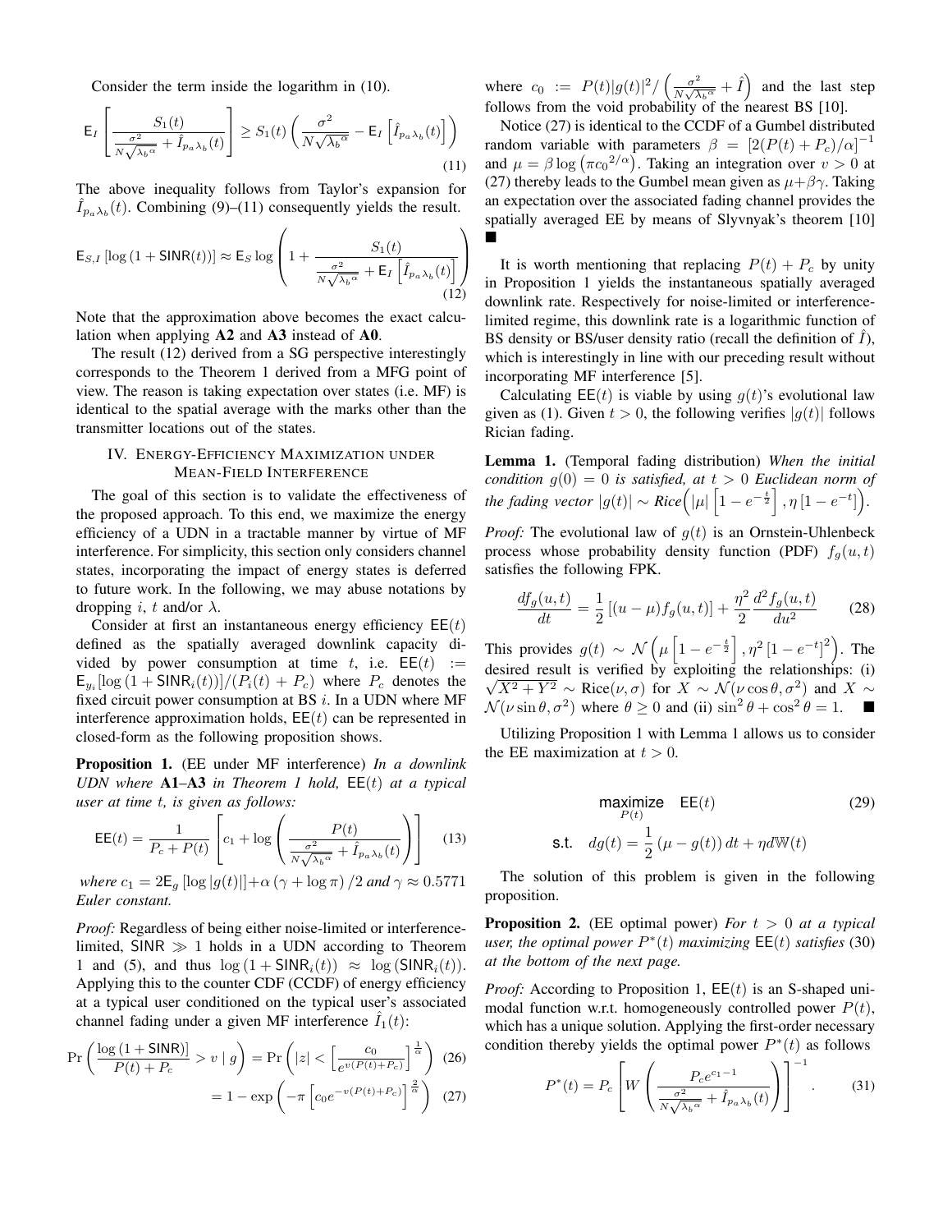Consider the term inside the logarithm in (10).

$$\mathsf{E}_I\left[\frac{S_1(t)}{\frac{\sigma^2}{N\sqrt{\lambda_b}^\alpha}+\hat{I}_{p_a\lambda_b}(t)}\right] \geq S_1(t)\left(\frac{\sigma^2}{N\sqrt{\lambda_b}^\alpha}-\mathsf{E}_I\left[\hat{I}_{p_a\lambda_b}(t)\right]\right) \tag{11}$$

The above inequality follows from Taylor's expansion for $\hat{I}_{p_a\lambda_b}(t)$. Combining (9)–(11) consequently yields the result.

$$\mathsf{E}_{S,I}\left[\log\left(1+\mathsf{SINR}(t)\right)\right] \approx \mathsf{E}_S \log\left(1+\frac{S_1(t)}{\frac{\sigma^2}{N\sqrt{\lambda_b}^\alpha}+\mathsf{E}_I\left[\hat{I}_{p_a\lambda_b}(t)\right]}\right) \tag{12}$$

Note that the approximation above becomes the exact calculation when applying **A2** and **A3** instead of **A0**.

The result (12) derived from a SG perspective interestingly corresponds to the Theorem 1 derived from a MFG point of view. The reason is taking expectation over states (i.e. MF) is identical to the spatial average with the marks other than the transmitter locations out of the states.

## IV. Energy-Efficiency Maximization under Mean-Field Interference

The goal of this section is to validate the effectiveness of the proposed approach. To this end, we maximize the energy efficiency of a UDN in a tractable manner by virtue of MF interference. For simplicity, this section only considers channel states, incorporating the impact of energy states is deferred to future work. In the following, we may abuse notations by dropping $i$, $t$ and/or $\lambda$.

Consider at first an instantaneous energy efficiency $\mathsf{EE}(t)$ defined as the spatially averaged downlink capacity divided by power consumption at time $t$, i.e. $\mathsf{EE}(t) := \mathsf{E}_{y_i}[\log(1+\mathsf{SINR}_i(t))]/(P_i(t)+P_c)$ where $P_c$ denotes the fixed circuit power consumption at BS $i$. In a UDN where MF interference approximation holds, $\mathsf{EE}(t)$ can be represented in closed-form as the following proposition shows.

**Proposition 1.** (EE under MF interference) *In a downlink UDN where* **A1**–**A3** *in Theorem 1 hold,* $\mathsf{EE}(t)$ *at a typical user at time* $t$*, is given as follows:*

$$\mathsf{EE}(t) = \frac{1}{P_c+P(t)}\left[c_1+\log\left(\frac{P(t)}{\frac{\sigma^2}{N\sqrt{\lambda_b}^\alpha}+\hat{I}_{p_a\lambda_b}(t)}\right)\right] \tag{13}$$

*where* $c_1 = 2\mathsf{E}_g\left[\log|g(t)|\right]+\alpha\left(\gamma+\log\pi\right)/2$ *and* $\gamma \approx 0.5771$ *Euler constant.*

*Proof:* Regardless of being either noise-limited or interference-limited, $\mathsf{SINR} \gg 1$ holds in a UDN according to Theorem 1 and (5), and thus $\log(1+\mathsf{SINR}_i(t)) \approx \log(\mathsf{SINR}_i(t))$. Applying this to the counter CDF (CCDF) of energy efficiency at a typical user conditioned on the typical user's associated channel fading under a given MF interference $\hat{I}_1(t)$:

$$\Pr\left(\frac{\log\left(1+\mathsf{SINR}\right)]}{P(t)+P_c} > v \mid g\right) = \Pr\left(|z| < \left[\frac{c_0}{e^{v(P(t)+P_c)}}\right]^{\frac{1}{\alpha}}\right) \tag{26}$$

$$= 1-\exp\left(-\pi\left[c_0 e^{-v(P(t)+P_c)}\right]^{\frac{2}{\alpha}}\right) \tag{27}$$

where $c_0 := P(t)|g(t)|^2/\left(\frac{\sigma^2}{N\sqrt{\lambda_b}^\alpha}+\hat{I}\right)$ and the last step follows from the void probability of the nearest BS [10].

Notice (27) is identical to the CCDF of a Gumbel distributed random variable with parameters $\beta = \left[2(P(t)+P_c)/\alpha\right]^{-1}$ and $\mu = \beta\log\left(\pi {c_0}^{2/\alpha}\right)$. Taking an integration over $v > 0$ at (27) thereby leads to the Gumbel mean given as $\mu+\beta\gamma$. Taking an expectation over the associated fading channel provides the spatially averaged EE by means of Slyvnyak's theorem [10] ■

It is worth mentioning that replacing $P(t)+P_c$ by unity in Proposition 1 yields the instantaneous spatially averaged downlink rate. Respectively for noise-limited or interference-limited regime, this downlink rate is a logarithmic function of BS density or BS/user density ratio (recall the definition of $\hat{I}$), which is interestingly in line with our preceding result without incorporating MF interference [5].

Calculating $\mathsf{EE}(t)$ is viable by using $g(t)$'s evolutional law given as (1). Given $t > 0$, the following verifies $|g(t)|$ follows Rician fading.

**Lemma 1.** (Temporal fading distribution) *When the initial condition* $g(0) = 0$ *is satisfied, at* $t > 0$ *Euclidean norm of the fading vector* $|g(t)| \sim \textit{Rice}\Big(|\mu|\left[1-e^{-\frac{t}{2}}\right], \eta\left[1-e^{-t}\right]\Big)$.

*Proof:* The evolutional law of $g(t)$ is an Ornstein-Uhlenbeck process whose probability density function (PDF) $f_g(u,t)$ satisfies the following FPK.

$$\frac{df_g(u,t)}{dt} = \frac{1}{2}\left[(u-\mu)f_g(u,t)\right]+\frac{\eta^2}{2}\frac{d^2 f_g(u,t)}{du^2} \tag{28}$$

This provides $g(t) \sim \mathcal{N}\left(\mu\left[1-e^{-\frac{t}{2}}\right], \eta^2\left[1-e^{-t}\right]^2\right)$. The desired result is verified by exploiting the relationships: (i) $\sqrt{X^2+Y^2} \sim \text{Rice}(\nu,\sigma)$ for $X \sim \mathcal{N}(\nu\cos\theta,\sigma^2)$ and $X \sim \mathcal{N}(\nu\sin\theta,\sigma^2)$ where $\theta \geq 0$ and (ii) $\sin^2\theta+\cos^2\theta = 1$. ■

Utilizing Proposition 1 with Lemma 1 allows us to consider the EE maximization at $t > 0$.

$$\underset{P(t)}{\text{maximize}} \quad \mathsf{EE}(t) \tag{29}$$
$$\text{s.t.} \quad dg(t) = \frac{1}{2}\left(\mu-g(t)\right)dt+\eta d\mathbb{W}(t)$$

The solution of this problem is given in the following proposition.

**Proposition 2.** (EE optimal power) *For* $t > 0$ *at a typical user, the optimal power* $P^*(t)$ *maximizing* $\mathsf{EE}(t)$ *satisfies* (30) *at the bottom of the next page.*

*Proof:* According to Proposition 1, $\mathsf{EE}(t)$ is an S-shaped unimodal function w.r.t. homogeneously controlled power $P(t)$, which has a unique solution. Applying the first-order necessary condition thereby yields the optimal power $P^*(t)$ as follows

$$P^*(t) = P_c\left[W\left(\frac{P_c e^{c_1-1}}{\frac{\sigma^2}{N\sqrt{\lambda_b}^\alpha}+\hat{I}_{p_a\lambda_b}(t)}\right)\right]^{-1}. \tag{31}$$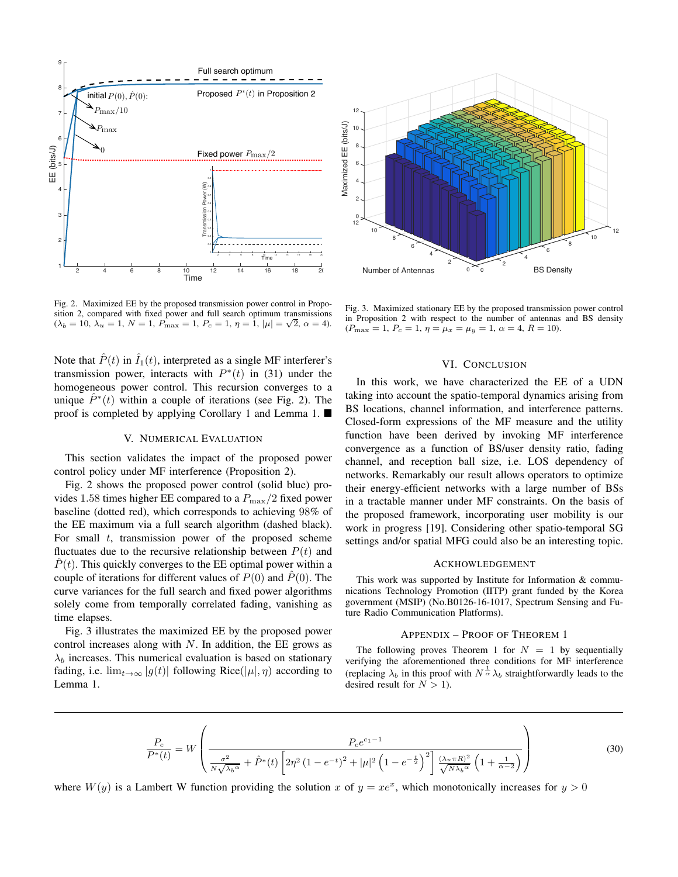Fig. 2. Maximized EE by the proposed transmission power control in Proposition 2, compared with fixed power and full search optimum transmissions ($\lambda_b = 10$, $\lambda_u = 1$, $N = 1$, $P_{\max} = 1$, $P_c = 1$, $\eta = 1$, $|\mu| = \sqrt{2}$, $\alpha = 4$).

Fig. 3. Maximized stationary EE by the proposed transmission power control in Proposition 2 with respect to the number of antennas and BS density ($P_{\max} = 1$, $P_c = 1$, $\eta = \mu_x = \mu_y = 1$, $\alpha = 4$, $R = 10$).

Note that $\hat{P}(t)$ in $\hat{I}_1(t)$, interpreted as a single MF interferer's transmission power, interacts with $P^*(t)$ in (31) under the homogeneous power control. This recursion converges to a unique $\hat{P}^*(t)$ within a couple of iterations (see Fig. 2). The proof is completed by applying Corollary 1 and Lemma 1. ■

## V. Numerical Evaluation

This section validates the impact of the proposed power control policy under MF interference (Proposition 2).

Fig. 2 shows the proposed power control (solid blue) provides 1.58 times higher EE compared to a $P_{\max}/2$ fixed power baseline (dotted red), which corresponds to achieving 98% of the EE maximum via a full search algorithm (dashed black). For small $t$, transmission power of the proposed scheme fluctuates due to the recursive relationship between $P(t)$ and $\hat{P}(t)$. This quickly converges to the EE optimal power within a couple of iterations for different values of $P(0)$ and $\hat{P}(0)$. The curve variances for the full search and fixed power algorithms solely come from temporally correlated fading, vanishing as time elapses.

Fig. 3 illustrates the maximized EE by the proposed power control increases along with $N$. In addition, the EE grows as $\lambda_b$ increases. This numerical evaluation is based on stationary fading, i.e. $\lim_{t\to\infty} |g(t)|$ following Rice$(|\mu|, \eta)$ according to Lemma 1.

## VI. Conclusion

In this work, we have characterized the EE of a UDN taking into account the spatio-temporal dynamics arising from BS locations, channel information, and interference patterns. Closed-form expressions of the MF measure and the utility function have been derived by invoking MF interference convergence as a function of BS/user density ratio, fading channel, and reception ball size, i.e. LOS dependency of networks. Remarkably our result allows operators to optimize their energy-efficient networks with a large number of BSs in a tractable manner under MF constraints. On the basis of the proposed framework, incorporating user mobility is our work in progress [19]. Considering other spatio-temporal SG settings and/or spatial MFG could also be an interesting topic.

## Acknowledgement

This work was supported by Institute for Information & communications Technology Promotion (IITP) grant funded by the Korea government (MSIP) (No.B0126-16-1017, Spectrum Sensing and Future Radio Communication Platforms).

## Appendix – Proof of Theorem 1

The following proves Theorem 1 for $N = 1$ by sequentially verifying the aforementioned three conditions for MF interference (replacing $\lambda_b$ in this proof with $N^{\frac{1}{\alpha}}\lambda_b$ straightforwardly leads to the desired result for $N > 1$).

$$\frac{P_c}{P^*(t)} = W\left(\frac{P_c e^{c_1 - 1}}{\frac{\sigma^2}{N\sqrt{\lambda_b}^{\alpha}} + \hat{P}^*(t)\left[2\eta^2\left(1 - e^{-t}\right)^2 + |\mu|^2\left(1 - e^{-\frac{t}{2}}\right)^2\right]\frac{(\lambda_u \pi R)^2}{\sqrt{N\lambda_b}^{\alpha}}\left(1 + \frac{1}{\alpha - 2}\right)}\right) \tag{30}$$

where $W(y)$ is a Lambert W function providing the solution $x$ of $y = xe^x$, which monotonically increases for $y > 0$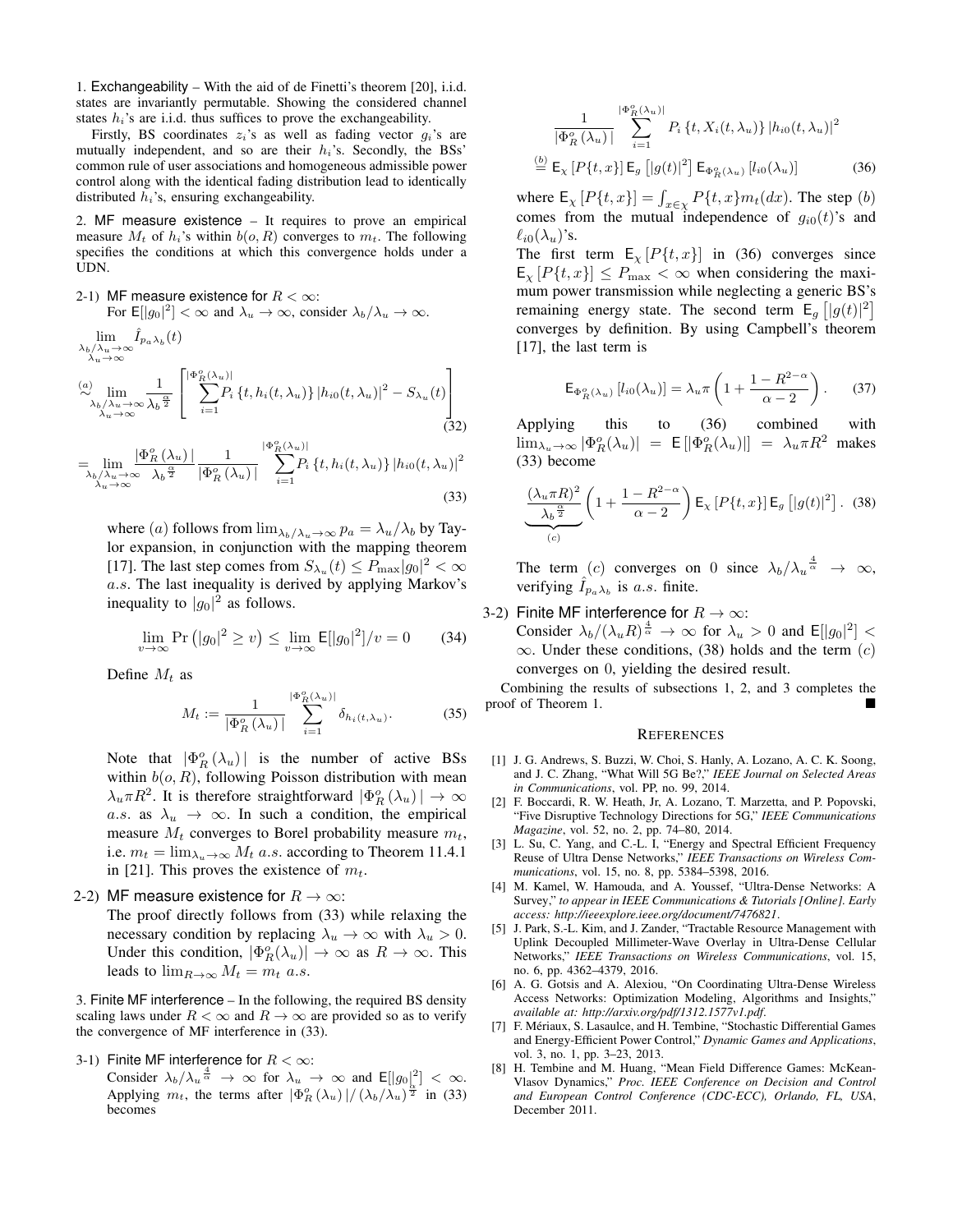1. Exchangeability – With the aid of de Finetti's theorem [20], i.i.d. states are invariantly permutable. Showing the considered channel states $h_i$'s are i.i.d. thus suffices to prove the exchangeability.

Firstly, BS coordinates $z_i$'s as well as fading vector $g_i$'s are mutually independent, and so are their $h_i$'s. Secondly, the BSs' common rule of user associations and homogeneous admissible power control along with the identical fading distribution lead to identically distributed $h_i$'s, ensuring exchangeability.

2. MF measure existence – It requires to prove an empirical measure $M_t$ of $h_i$'s within $b(o, R)$ converges to $m_t$. The following specifies the conditions at which this convergence holds under a UDN.

2-1) MF measure existence for $R < \infty$:
For $\mathsf{E}[|g_0|^2] < \infty$ and $\lambda_u \to \infty$, consider $\lambda_b/\lambda_u \to \infty$.

$$
\begin{aligned}
&\lim_{\substack{\lambda_b/\lambda_u \to \infty \\ \lambda_u \to \infty}} \hat{I}_{p_a\lambda_b}(t) \\
&\overset{(a)}{\sim} \lim_{\substack{\lambda_b/\lambda_u \to \infty \\ \lambda_u \to \infty}} \frac{1}{\lambda_b^{\frac{\alpha}{2}}} \left[ \sum_{i=1}^{|\Phi_R^o(\lambda_u)|} P_i\left\{t, h_i(t,\lambda_u)\right\} |h_{i0}(t,\lambda_u)|^2 - S_{\lambda_u}(t) \right] \quad (32) \\
&= \lim_{\substack{\lambda_b/\lambda_u \to \infty \\ \lambda_u \to \infty}} \frac{|\Phi_R^o(\lambda_u)|}{\lambda_b^{\frac{\alpha}{2}}} \frac{1}{|\Phi_R^o(\lambda_u)|} \sum_{i=1}^{|\Phi_R^o(\lambda_u)|} P_i\left\{t, h_i(t,\lambda_u)\right\} |h_{i0}(t,\lambda_u)|^2 \quad (33)
\end{aligned}
$$

where $(a)$ follows from $\lim_{\lambda_b/\lambda_u \to \infty} p_a = \lambda_u/\lambda_b$ by Taylor expansion, in conjunction with the mapping theorem [17]. The last step comes from $S_{\lambda_u}(t) \le P_{\max}|g_0|^2 < \infty$ $a.s.$ The last inequality is derived by applying Markov's inequality to $|g_0|^2$ as follows.

$$
\lim_{v \to \infty} \Pr\left(|g_0|^2 \ge v\right) \le \lim_{v\to\infty} \mathsf{E}[|g_0|^2]/v = 0 \quad (34)
$$

Define $M_t$ as

$$
M_t := \frac{1}{|\Phi_R^o(\lambda_u)|} \sum_{i=1}^{|\Phi_R^o(\lambda_u)|} \delta_{h_i(t,\lambda_u)}. \quad (35)
$$

Note that $|\Phi_R^o(\lambda_u)|$ is the number of active BSs within $b(o, R)$, following Poisson distribution with mean $\lambda_u \pi R^2$. It is therefore straightforward $|\Phi_R^o(\lambda_u)| \to \infty$ $a.s.$ as $\lambda_u \to \infty$. In such a condition, the empirical measure $M_t$ converges to Borel probability measure $m_t$, i.e. $m_t = \lim_{\lambda_u\to\infty} M_t$ $a.s.$ according to Theorem 11.4.1 in [21]. This proves the existence of $m_t$.

2-2) MF measure existence for $R \to \infty$:
The proof directly follows from (33) while relaxing the necessary condition by replacing $\lambda_u \to \infty$ with $\lambda_u > 0$. Under this condition, $|\Phi_R^o(\lambda_u)| \to \infty$ as $R \to \infty$. This leads to $\lim_{R\to\infty} M_t = m_t$ $a.s.$

3. Finite MF interference – In the following, the required BS density scaling laws under $R < \infty$ and $R \to \infty$ are provided so as to verify the convergence of MF interference in (33).

3-1) Finite MF interference for $R < \infty$:
Consider $\lambda_b/\lambda_u^{\frac{4}{\alpha}} \to \infty$ for $\lambda_u \to \infty$ and $\mathsf{E}[|g_0|^2] < \infty$. Applying $m_t$, the terms after $|\Phi_R^o(\lambda_u)|/(\lambda_b/\lambda_u)^{\frac{\alpha}{2}}$ in (33) becomes

$$
\begin{aligned}
&\frac{1}{|\Phi_R^o(\lambda_u)|} \sum_{i=1}^{|\Phi_R^o(\lambda_u)|} P_i\left\{t, X_i(t,\lambda_u)\right\} |h_{i0}(t,\lambda_u)|^2 \\
&\overset{(b)}{=} \mathsf{E}_{\chi}\left[P\{t,x\}\right] \mathsf{E}_g\left[|g(t)|^2\right] \mathsf{E}_{\Phi_R^o(\lambda_u)}\left[l_{i0}(\lambda_u)\right] \quad (36)
\end{aligned}
$$

where $\mathsf{E}_{\chi}\left[P\{t,x\}\right] = \int_{x\in\chi} P\{t,x\} m_t(dx)$. The step $(b)$ comes from the mutual independence of $g_{i0}(t)$'s and $\ell_{i0}(\lambda_u)$'s.

The first term $\mathsf{E}_{\chi}\left[P\{t,x\}\right]$ in (36) converges since $\mathsf{E}_{\chi}\left[P\{t,x\}\right] \le P_{\max} < \infty$ when considering the maximum power transmission while neglecting a generic BS's remaining energy state. The second term $\mathsf{E}_g\left[|g(t)|^2\right]$ converges by definition. By using Campbell's theorem [17], the last term is

$$
\mathsf{E}_{\Phi_R^o(\lambda_u)}\left[l_{i0}(\lambda_u)\right] = \lambda_u \pi \left(1 + \frac{1 - R^{2-\alpha}}{\alpha - 2}\right). \quad (37)
$$

Applying this to (36) combined with $\lim_{\lambda_u\to\infty} |\Phi_R^o(\lambda_u)| = \mathsf{E}\left[|\Phi_R^o(\lambda_u)|\right] = \lambda_u \pi R^2$ makes (33) become

$$
\underbrace{\frac{(\lambda_u \pi R)^2}{\lambda_b^{\frac{\alpha}{2}}}}_{(c)} \left(1 + \frac{1 - R^{2-\alpha}}{\alpha - 2}\right) \mathsf{E}_{\chi}\left[P\{t,x\}\right] \mathsf{E}_g\left[|g(t)|^2\right]. \quad (38)
$$

The term $(c)$ converges on 0 since $\lambda_b/\lambda_u^{\frac{4}{\alpha}} \to \infty$, verifying $\hat{I}_{p_a\lambda_b}$ is $a.s.$ finite.

3-2) Finite MF interference for $R \to \infty$:
Consider $\lambda_b/(\lambda_u R)^{\frac{4}{\alpha}} \to \infty$ for $\lambda_u > 0$ and $\mathsf{E}[|g_0|^2] < \infty$. Under these conditions, (38) holds and the term $(c)$ converges on 0, yielding the desired result.

Combining the results of subsections 1, 2, and 3 completes the proof of Theorem 1. ■

## References

[1] J. G. Andrews, S. Buzzi, W. Choi, S. Hanly, A. Lozano, A. C. K. Soong, and J. C. Zhang, "What Will 5G Be?," *IEEE Journal on Selected Areas in Communications*, vol. PP, no. 99, 2014.

[2] F. Boccardi, R. W. Heath, Jr, A. Lozano, T. Marzetta, and P. Popovski, "Five Disruptive Technology Directions for 5G," *IEEE Communications Magazine*, vol. 52, no. 2, pp. 74–80, 2014.

[3] L. Su, C. Yang, and C.-L. I, "Energy and Spectral Efficient Frequency Reuse of Ultra Dense Networks," *IEEE Transactions on Wireless Communications*, vol. 15, no. 8, pp. 5384–5398, 2016.

[4] M. Kamel, W. Hamouda, and A. Youssef, "Ultra-Dense Networks: A Survey," *to appear in IEEE Communications & Tutorials [Online]. Early access: http://ieeexplore.ieee.org/document/7476821*.

[5] J. Park, S.-L. Kim, and J. Zander, "Tractable Resource Management with Uplink Decoupled Millimeter-Wave Overlay in Ultra-Dense Cellular Networks," *IEEE Transactions on Wireless Communications*, vol. 15, no. 6, pp. 4362–4379, 2016.

[6] A. G. Gotsis and A. Alexiou, "On Coordinating Ultra-Dense Wireless Access Networks: Optimization Modeling, Algorithms and Insights," *available at: http://arxiv.org/pdf/1312.1577v1.pdf*.

[7] F. Mériaux, S. Lasaulce, and H. Tembine, "Stochastic Differential Games and Energy-Efficient Power Control," *Dynamic Games and Applications*, vol. 3, no. 1, pp. 3–23, 2013.

[8] H. Tembine and M. Huang, "Mean Field Difference Games: McKean-Vlasov Dynamics," *Proc. IEEE Conference on Decision and Control and European Control Conference (CDC-ECC), Orlando, FL, USA*, December 2011.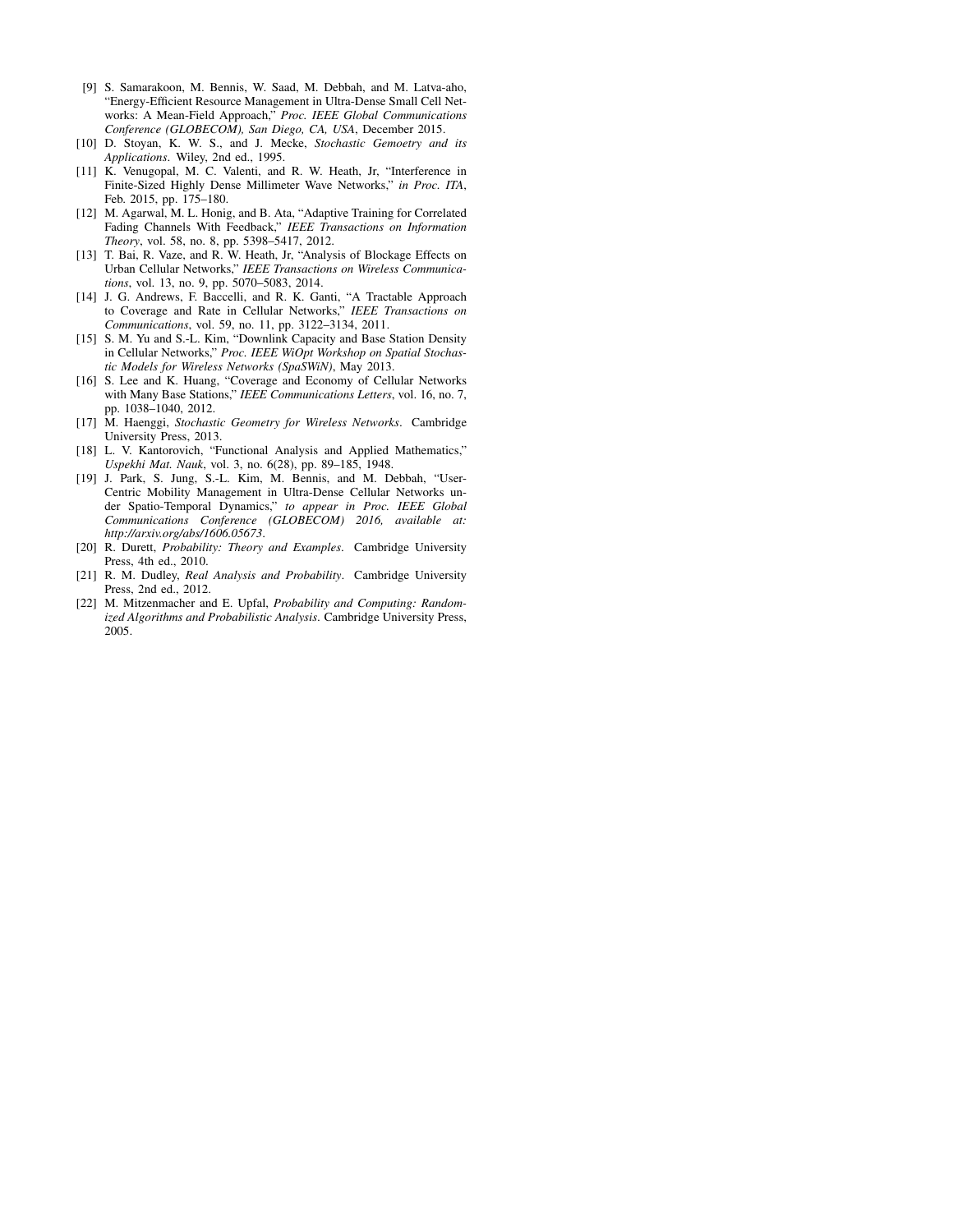[9] S. Samarakoon, M. Bennis, W. Saad, M. Debbah, and M. Latva-aho, "Energy-Efficient Resource Management in Ultra-Dense Small Cell Networks: A Mean-Field Approach," *Proc. IEEE Global Communications Conference (GLOBECOM), San Diego, CA, USA*, December 2015.

[10] D. Stoyan, K. W. S., and J. Mecke, *Stochastic Gemoetry and its Applications*. Wiley, 2nd ed., 1995.

[11] K. Venugopal, M. C. Valenti, and R. W. Heath, Jr, "Interference in Finite-Sized Highly Dense Millimeter Wave Networks," *in Proc. ITA*, Feb. 2015, pp. 175–180.

[12] M. Agarwal, M. L. Honig, and B. Ata, "Adaptive Training for Correlated Fading Channels With Feedback," *IEEE Transactions on Information Theory*, vol. 58, no. 8, pp. 5398–5417, 2012.

[13] T. Bai, R. Vaze, and R. W. Heath, Jr, "Analysis of Blockage Effects on Urban Cellular Networks," *IEEE Transactions on Wireless Communications*, vol. 13, no. 9, pp. 5070–5083, 2014.

[14] J. G. Andrews, F. Baccelli, and R. K. Ganti, "A Tractable Approach to Coverage and Rate in Cellular Networks," *IEEE Transactions on Communications*, vol. 59, no. 11, pp. 3122–3134, 2011.

[15] S. M. Yu and S.-L. Kim, "Downlink Capacity and Base Station Density in Cellular Networks," *Proc. IEEE WiOpt Workshop on Spatial Stochastic Models for Wireless Networks (SpaSWiN)*, May 2013.

[16] S. Lee and K. Huang, "Coverage and Economy of Cellular Networks with Many Base Stations," *IEEE Communications Letters*, vol. 16, no. 7, pp. 1038–1040, 2012.

[17] M. Haenggi, *Stochastic Geometry for Wireless Networks*. Cambridge University Press, 2013.

[18] L. V. Kantorovich, "Functional Analysis and Applied Mathematics," *Uspekhi Mat. Nauk*, vol. 3, no. 6(28), pp. 89–185, 1948.

[19] J. Park, S. Jung, S.-L. Kim, M. Bennis, and M. Debbah, "User-Centric Mobility Management in Ultra-Dense Cellular Networks under Spatio-Temporal Dynamics," *to appear in Proc. IEEE Global Communications Conference (GLOBECOM) 2016, available at: http://arxiv.org/abs/1606.05673*.

[20] R. Durett, *Probability: Theory and Examples*. Cambridge University Press, 4th ed., 2010.

[21] R. M. Dudley, *Real Analysis and Probability*. Cambridge University Press, 2nd ed., 2012.

[22] M. Mitzenmacher and E. Upfal, *Probability and Computing: Randomized Algorithms and Probabilistic Analysis*. Cambridge University Press, 2005.